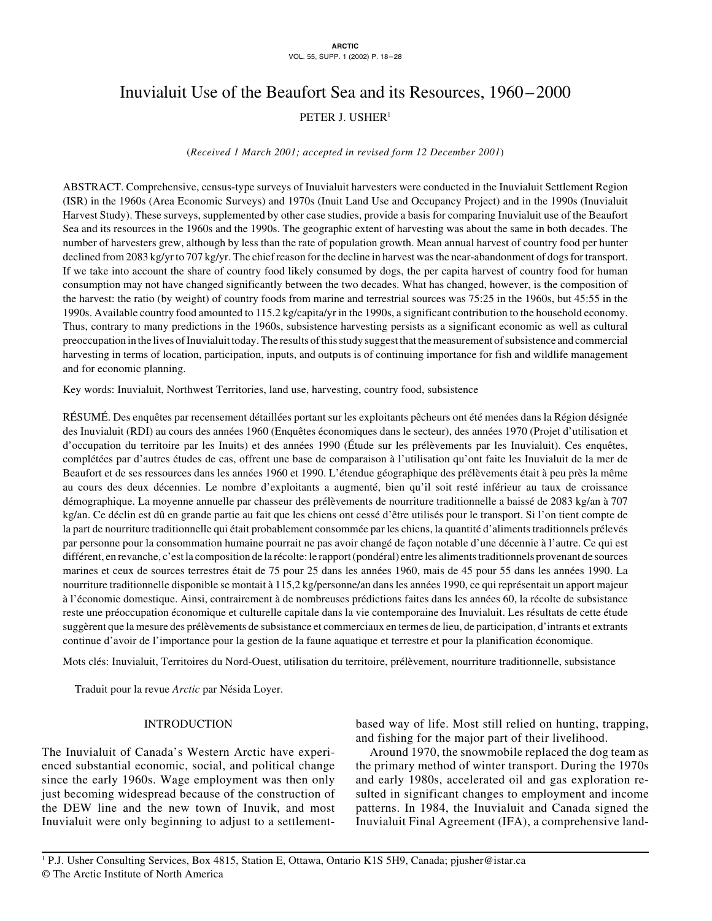# Inuvialuit Use of the Beaufort Sea and its Resources, 1960–2000

PETER J. USHER[1]

(*Received 1 March 2001; accepted in revised form 12 December 2001*)

ABSTRACT. Comprehensive, census-type surveys of Inuvialuit harvesters were conducted in the Inuvialuit Settlement Region (ISR) in the 1960s (Area Economic Surveys) and 1970s (Inuit Land Use and Occupancy Project) and in the 1990s (Inuvialuit Harvest Study). These surveys, supplemented by other case studies, provide a basis for comparing Inuvialuit use of the Beaufort Sea and its resources in the 1960s and the 1990s. The geographic extent of harvesting was about the same in both decades. The number of harvesters grew, although by less than the rate of population growth. Mean annual harvest of country food per hunter declined from 2083 kg/yr to 707 kg/yr. The chief reason for the decline in harvest was the near-abandonment of dogs for transport. If we take into account the share of country food likely consumed by dogs, the per capita harvest of country food for human consumption may not have changed significantly between the two decades. What has changed, however, is the composition of the harvest: the ratio (by weight) of country foods from marine and terrestrial sources was 75:25 in the 1960s, but 45:55 in the 1990s. Available country food amounted to 115.2 kg/capita/yr in the 1990s, a significant contribution to the household economy. Thus, contrary to many predictions in the 1960s, subsistence harvesting persists as a significant economic as well as cultural preoccupation in the lives of Inuvialuit today. The results of this study suggest that the measurement of subsistence and commercial harvesting in terms of location, participation, inputs, and outputs is of continuing importance for fish and wildlife management and for economic planning.

Key words: Inuvialuit, Northwest Territories, land use, harvesting, country food, subsistence

RÉSUMÉ. Des enquêtes par recensement détaillées portant sur les exploitants pêcheurs ont été menées dans la Région désignée des Inuvialuit (RDI) au cours des années 1960 (Enquêtes économiques dans le secteur), des années 1970 (Projet d'utilisation et d'occupation du territoire par les Inuits) et des années 1990 (Étude sur les prélèvements par les Inuvialuit). Ces enquêtes, complétées par d'autres études de cas, offrent une base de comparaison à l'utilisation qu'ont faite les Inuvialuit de la mer de Beaufort et de ses ressources dans les années 1960 et 1990. L'étendue géographique des prélèvements était à peu près la même au cours des deux décennies. Le nombre d'exploitants a augmenté, bien qu'il soit resté inférieur au taux de croissance démographique. La moyenne annuelle par chasseur des prélèvements de nourriture traditionnelle a baissé de 2083 kg/an à 707 kg/an. Ce déclin est dû en grande partie au fait que les chiens ont cessé d'être utilisés pour le transport. Si l'on tient compte de la part de nourriture traditionnelle qui était probablement consommée par les chiens, la quantité d'aliments traditionnels prélevés par personne pour la consommation humaine pourrait ne pas avoir changé de façon notable d'une décennie à l'autre. Ce qui est différent, en revanche, c'est la composition de la récolte: le rapport (pondéral) entre les aliments traditionnels provenant de sources marines et ceux de sources terrestres était de 75 pour 25 dans les années 1960, mais de 45 pour 55 dans les années 1990. La nourriture traditionnelle disponible se montait à 115,2 kg/personne/an dans les années 1990, ce qui représentait un apport majeur à l'économie domestique. Ainsi, contrairement à de nombreuses prédictions faites dans les années 60, la récolte de subsistance reste une préoccupation économique et culturelle capitale dans la vie contemporaine des Inuvialuit. Les résultats de cette étude suggèrent que la mesure des prélèvements de subsistance et commerciaux en termes de lieu, de participation, d'intrants et extrants continue d'avoir de l'importance pour la gestion de la faune aquatique et terrestre et pour la planification économique.

Mots clés: Inuvialuit, Territoires du Nord-Ouest, utilisation du territoire, prélèvement, nourriture traditionnelle, subsistance

Traduit pour la revue *Arctic* par Nésida Loyer.

## INTRODUCTION

The Inuvialuit of Canada's Western Arctic have experienced substantial economic, social, and political change since the early 1960s. Wage employment was then only just becoming widespread because of the construction of the DEW line and the new town of Inuvik, and most Inuvialuit were only beginning to adjust to a settlement-based way of life. Most still relied on hunting, trapping, and fishing for the major part of their livelihood.

Around 1970, the snowmobile replaced the dog team as the primary method of winter transport. During the 1970s and early 1980s, accelerated oil and gas exploration resulted in significant changes to employment and income patterns. In 1984, the Inuvialuit and Canada signed the Inuvialuit Final Agreement (IFA), a comprehensive land-

[1] P.J. Usher Consulting Services, Box 4815, Station E, Ottawa, Ontario K1S 5H9, Canada; pjusher@istar.ca
© The Arctic Institute of North America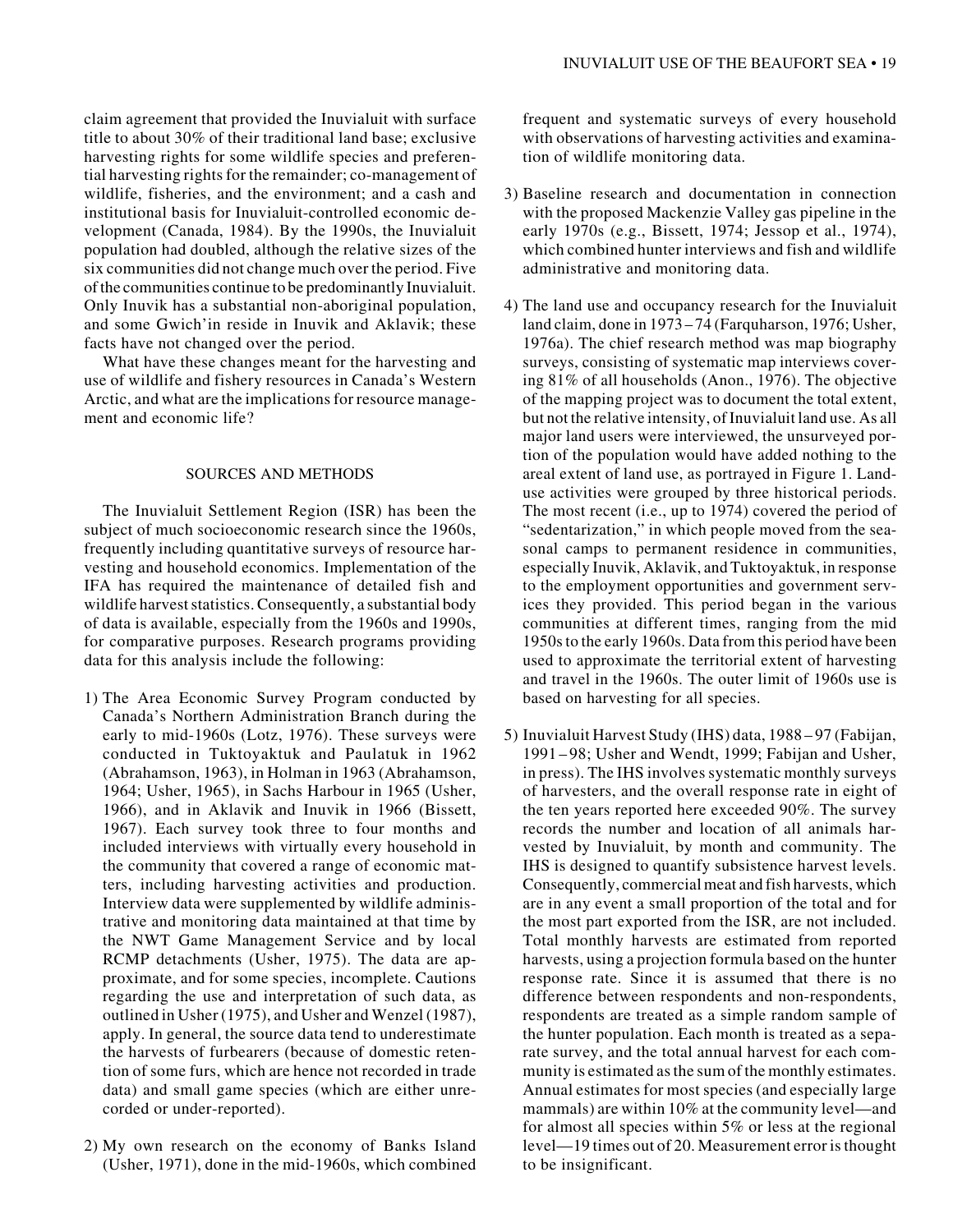claim agreement that provided the Inuvialuit with surface title to about 30% of their traditional land base; exclusive harvesting rights for some wildlife species and preferential harvesting rights for the remainder; co-management of wildlife, fisheries, and the environment; and a cash and institutional basis for Inuvialuit-controlled economic development (Canada, 1984). By the 1990s, the Inuvialuit population had doubled, although the relative sizes of the six communities did not change much over the period. Five of the communities continue to be predominantly Inuvialuit. Only Inuvik has a substantial non-aboriginal population, and some Gwich'in reside in Inuvik and Aklavik; these facts have not changed over the period.

What have these changes meant for the harvesting and use of wildlife and fishery resources in Canada's Western Arctic, and what are the implications for resource management and economic life?

## SOURCES AND METHODS

The Inuvialuit Settlement Region (ISR) has been the subject of much socioeconomic research since the 1960s, frequently including quantitative surveys of resource harvesting and household economics. Implementation of the IFA has required the maintenance of detailed fish and wildlife harvest statistics. Consequently, a substantial body of data is available, especially from the 1960s and 1990s, for comparative purposes. Research programs providing data for this analysis include the following:

1) The Area Economic Survey Program conducted by Canada's Northern Administration Branch during the early to mid-1960s (Lotz, 1976). These surveys were conducted in Tuktoyaktuk and Paulatuk in 1962 (Abrahamson, 1963), in Holman in 1963 (Abrahamson, 1964; Usher, 1965), in Sachs Harbour in 1965 (Usher, 1966), and in Aklavik and Inuvik in 1966 (Bissett, 1967). Each survey took three to four months and included interviews with virtually every household in the community that covered a range of economic matters, including harvesting activities and production. Interview data were supplemented by wildlife administrative and monitoring data maintained at that time by the NWT Game Management Service and by local RCMP detachments (Usher, 1975). The data are approximate, and for some species, incomplete. Cautions regarding the use and interpretation of such data, as outlined in Usher (1975), and Usher and Wenzel (1987), apply. In general, the source data tend to underestimate the harvests of furbearers (because of domestic retention of some furs, which are hence not recorded in trade data) and small game species (which are either unrecorded or under-reported).

2) My own research on the economy of Banks Island (Usher, 1971), done in the mid-1960s, which combined frequent and systematic surveys of every household with observations of harvesting activities and examination of wildlife monitoring data.

3) Baseline research and documentation in connection with the proposed Mackenzie Valley gas pipeline in the early 1970s (e.g., Bissett, 1974; Jessop et al., 1974), which combined hunter interviews and fish and wildlife administrative and monitoring data.

4) The land use and occupancy research for the Inuvialuit land claim, done in 1973–74 (Farquharson, 1976; Usher, 1976a). The chief research method was map biography surveys, consisting of systematic map interviews covering 81% of all households (Anon., 1976). The objective of the mapping project was to document the total extent, but not the relative intensity, of Inuvialuit land use. As all major land users were interviewed, the unsurveyed portion of the population would have added nothing to the areal extent of land use, as portrayed in Figure 1. Land-use activities were grouped by three historical periods. The most recent (i.e., up to 1974) covered the period of "sedentarization," in which people moved from the seasonal camps to permanent residence in communities, especially Inuvik, Aklavik, and Tuktoyaktuk, in response to the employment opportunities and government services they provided. This period began in the various communities at different times, ranging from the mid 1950s to the early 1960s. Data from this period have been used to approximate the territorial extent of harvesting and travel in the 1960s. The outer limit of 1960s use is based on harvesting for all species.

5) Inuvialuit Harvest Study (IHS) data, 1988–97 (Fabijan, 1991–98; Usher and Wendt, 1999; Fabijan and Usher, in press). The IHS involves systematic monthly surveys of harvesters, and the overall response rate in eight of the ten years reported here exceeded 90%. The survey records the number and location of all animals harvested by Inuvialuit, by month and community. The IHS is designed to quantify subsistence harvest levels. Consequently, commercial meat and fish harvests, which are in any event a small proportion of the total and for the most part exported from the ISR, are not included. Total monthly harvests are estimated from reported harvests, using a projection formula based on the hunter response rate. Since it is assumed that there is no difference between respondents and non-respondents, respondents are treated as a simple random sample of the hunter population. Each month is treated as a separate survey, and the total annual harvest for each community is estimated as the sum of the monthly estimates. Annual estimates for most species (and especially large mammals) are within 10% at the community level—and for almost all species within 5% or less at the regional level—19 times out of 20. Measurement error is thought to be insignificant.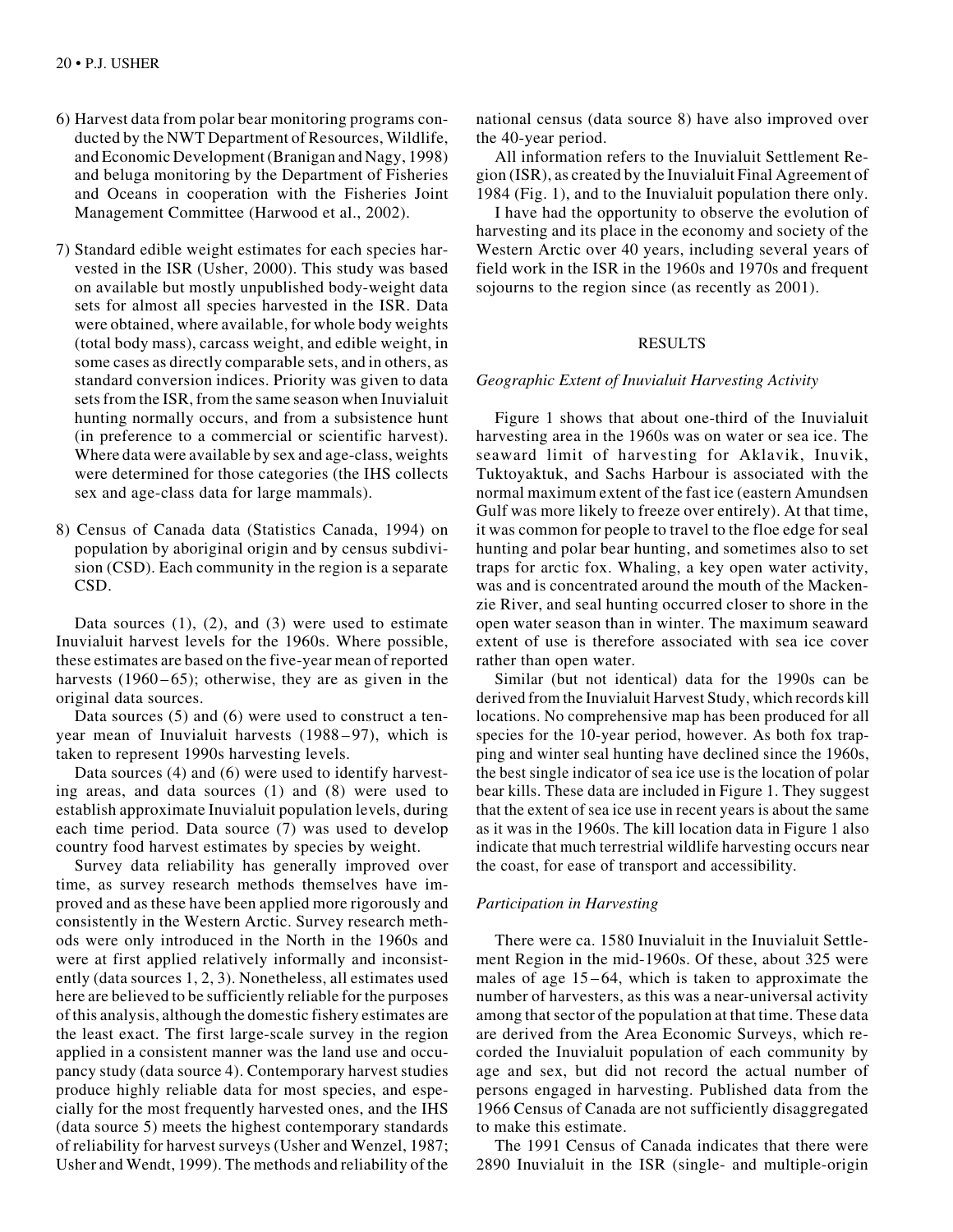6) Harvest data from polar bear monitoring programs conducted by the NWT Department of Resources, Wildlife, and Economic Development (Branigan and Nagy, 1998) and beluga monitoring by the Department of Fisheries and Oceans in cooperation with the Fisheries Joint Management Committee (Harwood et al., 2002).

7) Standard edible weight estimates for each species harvested in the ISR (Usher, 2000). This study was based on available but mostly unpublished body-weight data sets for almost all species harvested in the ISR. Data were obtained, where available, for whole body weights (total body mass), carcass weight, and edible weight, in some cases as directly comparable sets, and in others, as standard conversion indices. Priority was given to data sets from the ISR, from the same season when Inuvialuit hunting normally occurs, and from a subsistence hunt (in preference to a commercial or scientific harvest). Where data were available by sex and age-class, weights were determined for those categories (the IHS collects sex and age-class data for large mammals).

8) Census of Canada data (Statistics Canada, 1994) on population by aboriginal origin and by census subdivision (CSD). Each community in the region is a separate CSD.

Data sources (1), (2), and (3) were used to estimate Inuvialuit harvest levels for the 1960s. Where possible, these estimates are based on the five-year mean of reported harvests (1960–65); otherwise, they are as given in the original data sources.

Data sources (5) and (6) were used to construct a ten-year mean of Inuvialuit harvests (1988–97), which is taken to represent 1990s harvesting levels.

Data sources (4) and (6) were used to identify harvesting areas, and data sources (1) and (8) were used to establish approximate Inuvialuit population levels, during each time period. Data source (7) was used to develop country food harvest estimates by species by weight.

Survey data reliability has generally improved over time, as survey research methods themselves have improved and as these have been applied more rigorously and consistently in the Western Arctic. Survey research methods were only introduced in the North in the 1960s and were at first applied relatively informally and inconsistently (data sources 1, 2, 3). Nonetheless, all estimates used here are believed to be sufficiently reliable for the purposes of this analysis, although the domestic fishery estimates are the least exact. The first large-scale survey in the region applied in a consistent manner was the land use and occupancy study (data source 4). Contemporary harvest studies produce highly reliable data for most species, and especially for the most frequently harvested ones, and the IHS (data source 5) meets the highest contemporary standards of reliability for harvest surveys (Usher and Wenzel, 1987; Usher and Wendt, 1999). The methods and reliability of the national census (data source 8) have also improved over the 40-year period.

All information refers to the Inuvialuit Settlement Region (ISR), as created by the Inuvialuit Final Agreement of 1984 (Fig. 1), and to the Inuvialuit population there only.

I have had the opportunity to observe the evolution of harvesting and its place in the economy and society of the Western Arctic over 40 years, including several years of field work in the ISR in the 1960s and 1970s and frequent sojourns to the region since (as recently as 2001).

## RESULTS

### *Geographic Extent of Inuvialuit Harvesting Activity*

Figure 1 shows that about one-third of the Inuvialuit harvesting area in the 1960s was on water or sea ice. The seaward limit of harvesting for Aklavik, Inuvik, Tuktoyaktuk, and Sachs Harbour is associated with the normal maximum extent of the fast ice (eastern Amundsen Gulf was more likely to freeze over entirely). At that time, it was common for people to travel to the floe edge for seal hunting and polar bear hunting, and sometimes also to set traps for arctic fox. Whaling, a key open water activity, was and is concentrated around the mouth of the Mackenzie River, and seal hunting occurred closer to shore in the open water season than in winter. The maximum seaward extent of use is therefore associated with sea ice cover rather than open water.

Similar (but not identical) data for the 1990s can be derived from the Inuvialuit Harvest Study, which records kill locations. No comprehensive map has been produced for all species for the 10-year period, however. As both fox trapping and winter seal hunting have declined since the 1960s, the best single indicator of sea ice use is the location of polar bear kills. These data are included in Figure 1. They suggest that the extent of sea ice use in recent years is about the same as it was in the 1960s. The kill location data in Figure 1 also indicate that much terrestrial wildlife harvesting occurs near the coast, for ease of transport and accessibility.

### *Participation in Harvesting*

There were ca. 1580 Inuvialuit in the Inuvialuit Settlement Region in the mid-1960s. Of these, about 325 were males of age 15–64, which is taken to approximate the number of harvesters, as this was a near-universal activity among that sector of the population at that time. These data are derived from the Area Economic Surveys, which recorded the Inuvialuit population of each community by age and sex, but did not record the actual number of persons engaged in harvesting. Published data from the 1966 Census of Canada are not sufficiently disaggregated to make this estimate.

The 1991 Census of Canada indicates that there were 2890 Inuvialuit in the ISR (single- and multiple-origin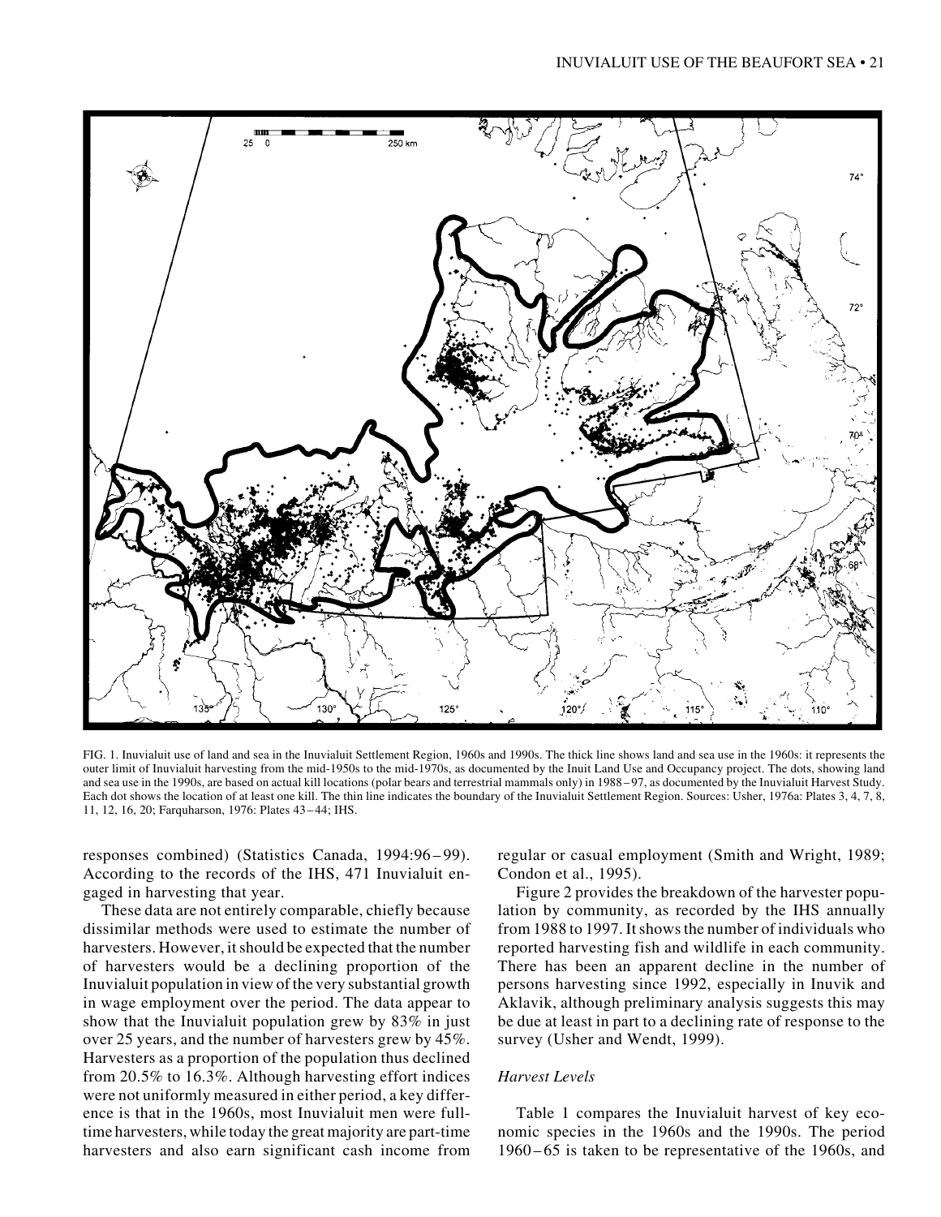FIG. 1. Inuvialuit use of land and sea in the Inuvialuit Settlement Region, 1960s and 1990s. The thick line shows land and sea use in the 1960s: it represents the outer limit of Inuvialuit harvesting from the mid-1950s to the mid-1970s, as documented by the Inuit Land Use and Occupancy project. The dots, showing land and sea use in the 1990s, are based on actual kill locations (polar bears and terrestrial mammals only) in 1988–97, as documented by the Inuvialuit Harvest Study. Each dot shows the location of at least one kill. The thin line indicates the boundary of the Inuvialuit Settlement Region. Sources: Usher, 1976a: Plates 3, 4, 7, 8, 11, 12, 16, 20; Farquharson, 1976: Plates 43–44; IHS.

responses combined) (Statistics Canada, 1994:96–99). According to the records of the IHS, 471 Inuvialuit engaged in harvesting that year.

These data are not entirely comparable, chiefly because dissimilar methods were used to estimate the number of harvesters. However, it should be expected that the number of harvesters would be a declining proportion of the Inuvialuit population in view of the very substantial growth in wage employment over the period. The data appear to show that the Inuvialuit population grew by 83% in just over 25 years, and the number of harvesters grew by 45%. Harvesters as a proportion of the population thus declined from 20.5% to 16.3%. Although harvesting effort indices were not uniformly measured in either period, a key difference is that in the 1960s, most Inuvialuit men were full-time harvesters, while today the great majority are part-time harvesters and also earn significant cash income from regular or casual employment (Smith and Wright, 1989; Condon et al., 1995).

Figure 2 provides the breakdown of the harvester population by community, as recorded by the IHS annually from 1988 to 1997. It shows the number of individuals who reported harvesting fish and wildlife in each community. There has been an apparent decline in the number of persons harvesting since 1992, especially in Inuvik and Aklavik, although preliminary analysis suggests this may be due at least in part to a declining rate of response to the survey (Usher and Wendt, 1999).

### *Harvest Levels*

Table 1 compares the Inuvialuit harvest of key economic species in the 1960s and the 1990s. The period 1960–65 is taken to be representative of the 1960s, and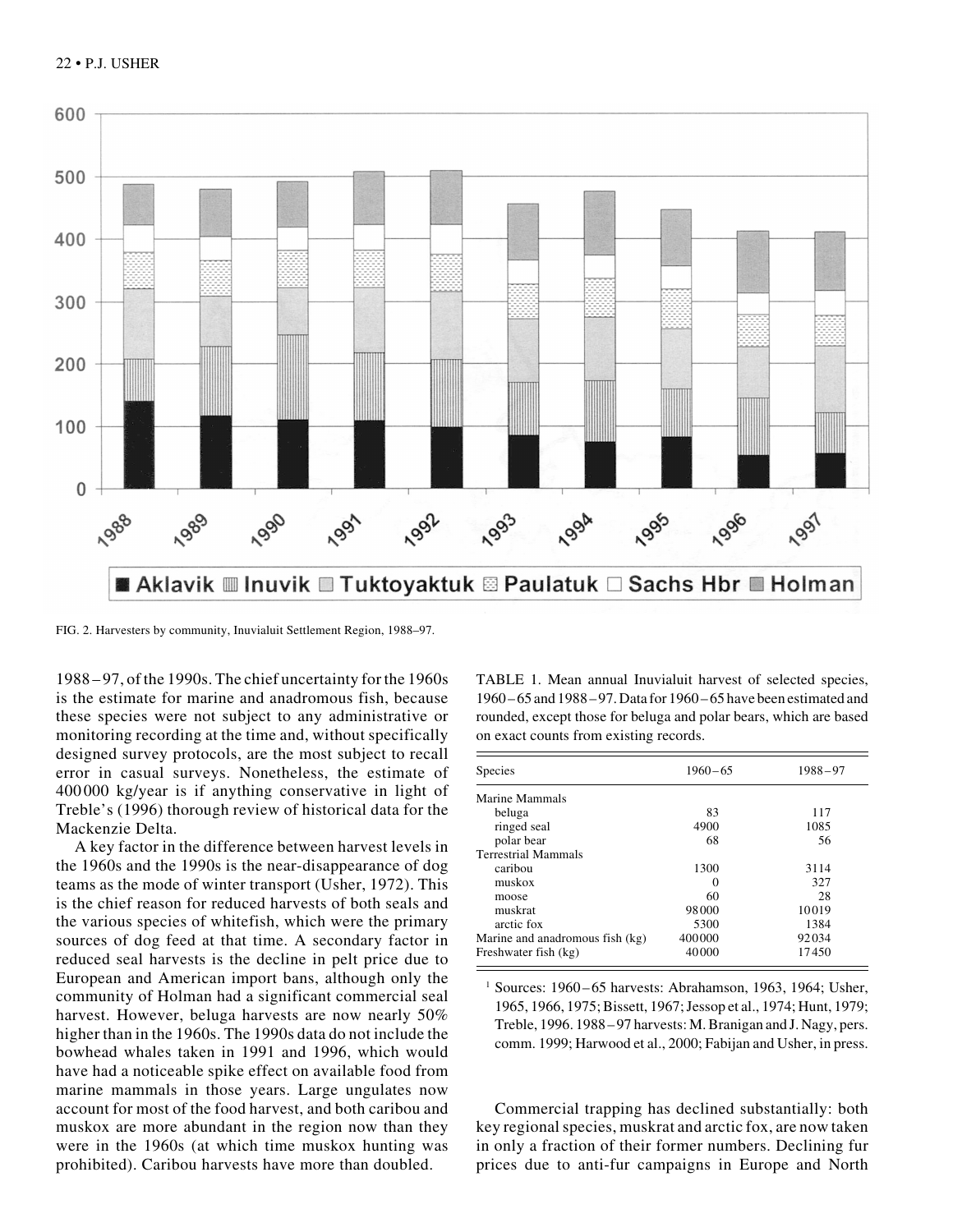FIG. 2. Harvesters by community, Inuvialuit Settlement Region, 1988–97.

1988–97, of the 1990s. The chief uncertainty for the 1960s is the estimate for marine and anadromous fish, because these species were not subject to any administrative or monitoring recording at the time and, without specifically designed survey protocols, are the most subject to recall error in casual surveys. Nonetheless, the estimate of 400 000 kg/year is if anything conservative in light of Treble's (1996) thorough review of historical data for the Mackenzie Delta.

A key factor in the difference between harvest levels in the 1960s and the 1990s is the near-disappearance of dog teams as the mode of winter transport (Usher, 1972). This is the chief reason for reduced harvests of both seals and the various species of whitefish, which were the primary sources of dog feed at that time. A secondary factor in reduced seal harvests is the decline in pelt price due to European and American import bans, although only the community of Holman had a significant commercial seal harvest. However, beluga harvests are now nearly 50% higher than in the 1960s. The 1990s data do not include the bowhead whales taken in 1991 and 1996, which would have had a noticeable spike effect on available food from marine mammals in those years. Large ungulates now account for most of the food harvest, and both caribou and muskox are more abundant in the region now than they were in the 1960s (at which time muskox hunting was prohibited). Caribou harvests have more than doubled.

TABLE 1. Mean annual Inuvialuit harvest of selected species, 1960–65 and 1988–97. Data for 1960–65 have been estimated and rounded, except those for beluga and polar bears, which are based on exact counts from existing records.

| Species | 1960–65 | 1988–97 |
|---|---|---|
| Marine Mammals | | |
| beluga | 83 | 117 |
| ringed seal | 4900 | 1085 |
| polar bear | 68 | 56 |
| Terrestrial Mammals | | |
| caribou | 1300 | 3114 |
| muskox | 0 | 327 |
| moose | 60 | 28 |
| muskrat | 98 000 | 10 019 |
| arctic fox | 5300 | 1384 |
| Marine and anadromous fish (kg) | 400 000 | 92 034 |
| Freshwater fish (kg) | 40 000 | 17 450 |

[1] Sources: 1960–65 harvests: Abrahamson, 1963, 1964; Usher, 1965, 1966, 1975; Bissett, 1967; Jessop et al., 1974; Hunt, 1979; Treble, 1996. 1988–97 harvests: M. Branigan and J. Nagy, pers. comm. 1999; Harwood et al., 2000; Fabijan and Usher, in press.

Commercial trapping has declined substantially: both key regional species, muskrat and arctic fox, are now taken in only a fraction of their former numbers. Declining fur prices due to anti-fur campaigns in Europe and North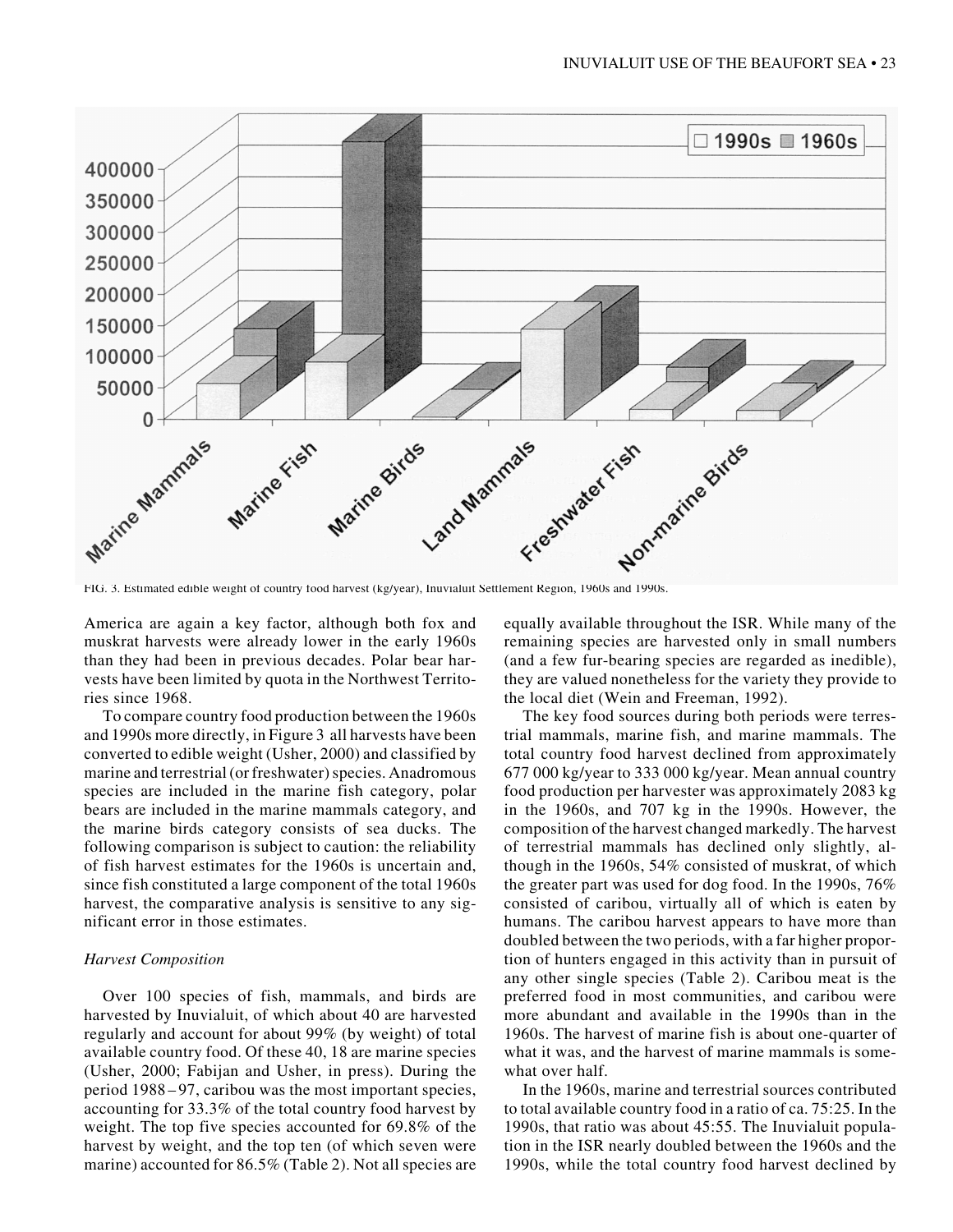FIG. 3. Estimated edible weight of country food harvest (kg/year), Inuvialuit Settlement Region, 1960s and 1990s.

America are again a key factor, although both fox and muskrat harvests were already lower in the early 1960s than they had been in previous decades. Polar bear harvests have been limited by quota in the Northwest Territories since 1968.

To compare country food production between the 1960s and 1990s more directly, in Figure 3 all harvests have been converted to edible weight (Usher, 2000) and classified by marine and terrestrial (or freshwater) species. Anadromous species are included in the marine fish category, polar bears are included in the marine mammals category, and the marine birds category consists of sea ducks. The following comparison is subject to caution: the reliability of fish harvest estimates for the 1960s is uncertain and, since fish constituted a large component of the total 1960s harvest, the comparative analysis is sensitive to any significant error in those estimates.

### *Harvest Composition*

Over 100 species of fish, mammals, and birds are harvested by Inuvialuit, of which about 40 are harvested regularly and account for about 99% (by weight) of total available country food. Of these 40, 18 are marine species (Usher, 2000; Fabijan and Usher, in press). During the period 1988–97, caribou was the most important species, accounting for 33.3% of the total country food harvest by weight. The top five species accounted for 69.8% of the harvest by weight, and the top ten (of which seven were marine) accounted for 86.5% (Table 2). Not all species are equally available throughout the ISR. While many of the remaining species are harvested only in small numbers (and a few fur-bearing species are regarded as inedible), they are valued nonetheless for the variety they provide to the local diet (Wein and Freeman, 1992).

The key food sources during both periods were terrestrial mammals, marine fish, and marine mammals. The total country food harvest declined from approximately 677 000 kg/year to 333 000 kg/year. Mean annual country food production per harvester was approximately 2083 kg in the 1960s, and 707 kg in the 1990s. However, the composition of the harvest changed markedly. The harvest of terrestrial mammals has declined only slightly, although in the 1960s, 54% consisted of muskrat, of which the greater part was used for dog food. In the 1990s, 76% consisted of caribou, virtually all of which is eaten by humans. The caribou harvest appears to have more than doubled between the two periods, with a far higher proportion of hunters engaged in this activity than in pursuit of any other single species (Table 2). Caribou meat is the preferred food in most communities, and caribou were more abundant and available in the 1990s than in the 1960s. The harvest of marine fish is about one-quarter of what it was, and the harvest of marine mammals is somewhat over half.

In the 1960s, marine and terrestrial sources contributed to total available country food in a ratio of ca. 75:25. In the 1990s, that ratio was about 45:55. The Inuvialuit population in the ISR nearly doubled between the 1960s and the 1990s, while the total country food harvest declined by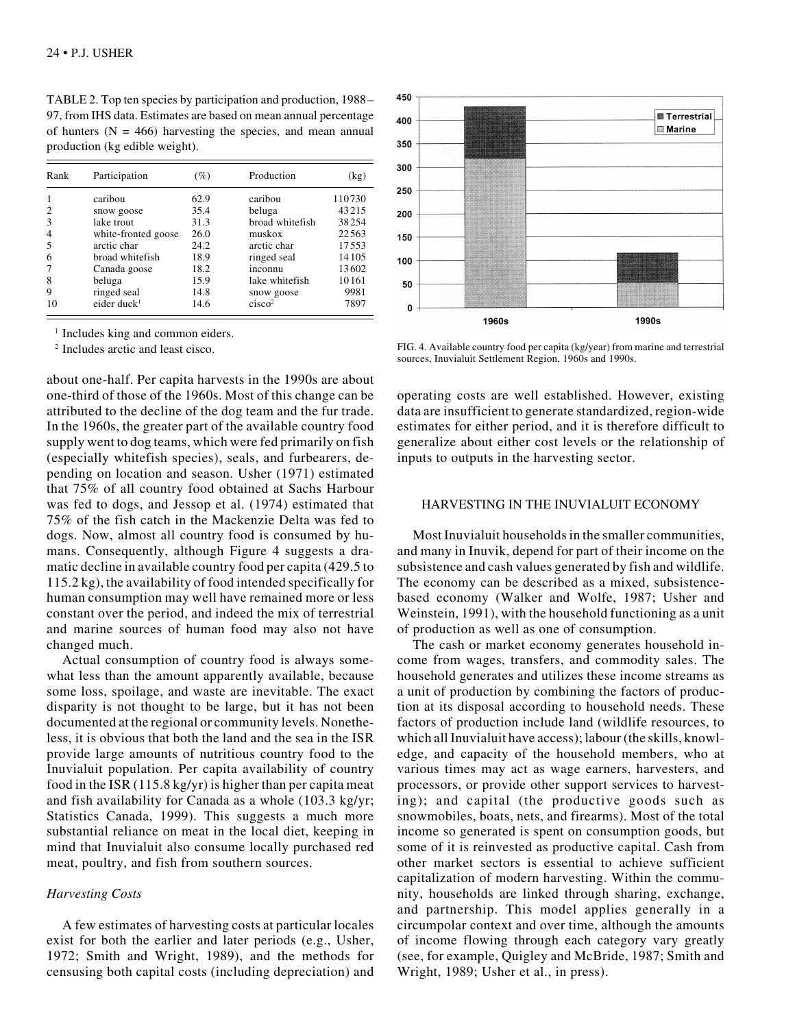TABLE 2. Top ten species by participation and production, 1988–97, from IHS data. Estimates are based on mean annual percentage of hunters (N = 466) harvesting the species, and mean annual production (kg edible weight).

| Rank | Participation | (%) | Production | (kg) |
|---|---|---|---|---|
| 1 | caribou | 62.9 | caribou | 110730 |
| 2 | snow goose | 35.4 | beluga | 43215 |
| 3 | lake trout | 31.3 | broad whitefish | 38254 |
| 4 | white-fronted goose | 26.0 | muskox | 22563 |
| 5 | arctic char | 24.2 | arctic char | 17553 |
| 6 | broad whitefish | 18.9 | ringed seal | 14105 |
| 7 | Canada goose | 18.2 | inconnu | 13602 |
| 8 | beluga | 15.9 | lake whitefish | 10161 |
| 9 | ringed seal | 14.8 | snow goose | 9981 |
| 10 | eider duck[1] | 14.6 | cisco[2] | 7897 |

[1] Includes king and common eiders.

[2] Includes arctic and least cisco.

about one-half. Per capita harvests in the 1990s are about one-third of those of the 1960s. Most of this change can be attributed to the decline of the dog team and the fur trade. In the 1960s, the greater part of the available country food supply went to dog teams, which were fed primarily on fish (especially whitefish species), seals, and furbearers, depending on location and season. Usher (1971) estimated that 75% of all country food obtained at Sachs Harbour was fed to dogs, and Jessop et al. (1974) estimated that 75% of the fish catch in the Mackenzie Delta was fed to dogs. Now, almost all country food is consumed by humans. Consequently, although Figure 4 suggests a dramatic decline in available country food per capita (429.5 to 115.2 kg), the availability of food intended specifically for human consumption may well have remained more or less constant over the period, and indeed the mix of terrestrial and marine sources of human food may also not have changed much.

Actual consumption of country food is always somewhat less than the amount apparently available, because some loss, spoilage, and waste are inevitable. The exact disparity is not thought to be large, but it has not been documented at the regional or community levels. Nonetheless, it is obvious that both the land and the sea in the ISR provide large amounts of nutritious country food to the Inuvialuit population. Per capita availability of country food in the ISR (115.8 kg/yr) is higher than per capita meat and fish availability for Canada as a whole (103.3 kg/yr; Statistics Canada, 1999). This suggests a much more substantial reliance on meat in the local diet, keeping in mind that Inuvialuit also consume locally purchased red meat, poultry, and fish from southern sources.

*Harvesting Costs*

A few estimates of harvesting costs at particular locales exist for both the earlier and later periods (e.g., Usher, 1972; Smith and Wright, 1989), and the methods for censusing both capital costs (including depreciation) and

FIG. 4. Available country food per capita (kg/year) from marine and terrestrial sources, Inuvialuit Settlement Region, 1960s and 1990s.

operating costs are well established. However, existing data are insufficient to generate standardized, region-wide estimates for either period, and it is therefore difficult to generalize about either cost levels or the relationship of inputs to outputs in the harvesting sector.

## HARVESTING IN THE INUVIALUIT ECONOMY

Most Inuvialuit households in the smaller communities, and many in Inuvik, depend for part of their income on the subsistence and cash values generated by fish and wildlife. The economy can be described as a mixed, subsistence-based economy (Walker and Wolfe, 1987; Usher and Weinstein, 1991), with the household functioning as a unit of production as well as one of consumption.

The cash or market economy generates household income from wages, transfers, and commodity sales. The household generates and utilizes these income streams as a unit of production by combining the factors of production at its disposal according to household needs. These factors of production include land (wildlife resources, to which all Inuvialuit have access); labour (the skills, knowledge, and capacity of the household members, who at various times may act as wage earners, harvesters, and processors, or provide other support services to harvesting); and capital (the productive goods such as snowmobiles, boats, nets, and firearms). Most of the total income so generated is spent on consumption goods, but some of it is reinvested as productive capital. Cash from other market sectors is essential to achieve sufficient capitalization of modern harvesting. Within the community, households are linked through sharing, exchange, and partnership. This model applies generally in a circumpolar context and over time, although the amounts of income flowing through each category vary greatly (see, for example, Quigley and McBride, 1987; Smith and Wright, 1989; Usher et al., in press).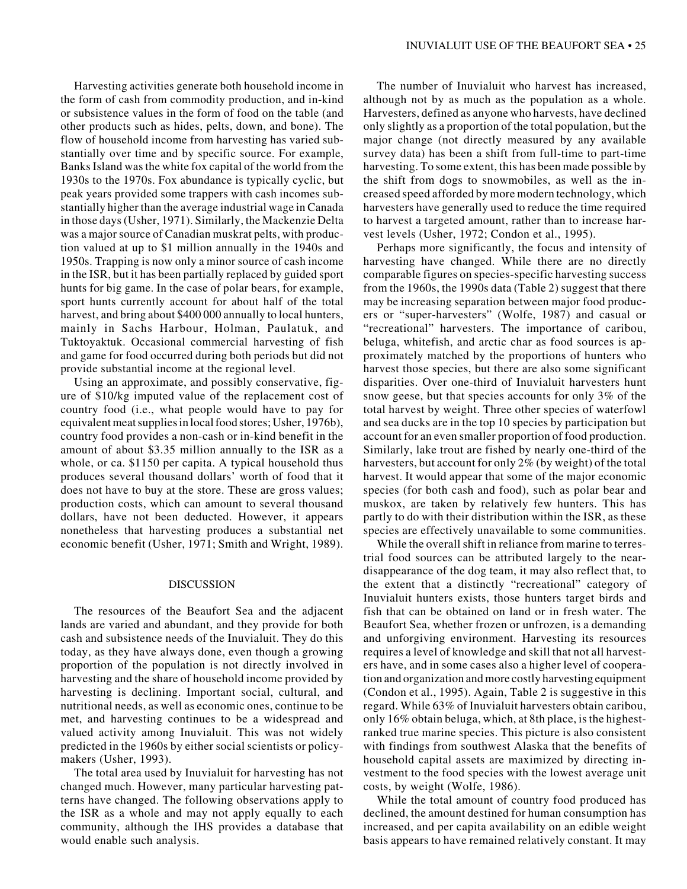Harvesting activities generate both household income in the form of cash from commodity production, and in-kind or subsistence values in the form of food on the table (and other products such as hides, pelts, down, and bone). The flow of household income from harvesting has varied substantially over time and by specific source. For example, Banks Island was the white fox capital of the world from the 1930s to the 1970s. Fox abundance is typically cyclic, but peak years provided some trappers with cash incomes substantially higher than the average industrial wage in Canada in those days (Usher, 1971). Similarly, the Mackenzie Delta was a major source of Canadian muskrat pelts, with production valued at up to $1 million annually in the 1940s and 1950s. Trapping is now only a minor source of cash income in the ISR, but it has been partially replaced by guided sport hunts for big game. In the case of polar bears, for example, sport hunts currently account for about half of the total harvest, and bring about $400 000 annually to local hunters, mainly in Sachs Harbour, Holman, Paulatuk, and Tuktoyaktuk. Occasional commercial harvesting of fish and game for food occurred during both periods but did not provide substantial income at the regional level.

Using an approximate, and possibly conservative, figure of $10/kg imputed value of the replacement cost of country food (i.e., what people would have to pay for equivalent meat supplies in local food stores; Usher, 1976b), country food provides a non-cash or in-kind benefit in the amount of about $3.35 million annually to the ISR as a whole, or ca. $1150 per capita. A typical household thus produces several thousand dollars' worth of food that it does not have to buy at the store. These are gross values; production costs, which can amount to several thousand dollars, have not been deducted. However, it appears nonetheless that harvesting produces a substantial net economic benefit (Usher, 1971; Smith and Wright, 1989).

## DISCUSSION

The resources of the Beaufort Sea and the adjacent lands are varied and abundant, and they provide for both cash and subsistence needs of the Inuvialuit. They do this today, as they have always done, even though a growing proportion of the population is not directly involved in harvesting and the share of household income provided by harvesting is declining. Important social, cultural, and nutritional needs, as well as economic ones, continue to be met, and harvesting continues to be a widespread and valued activity among Inuvialuit. This was not widely predicted in the 1960s by either social scientists or policymakers (Usher, 1993).

The total area used by Inuvialuit for harvesting has not changed much. However, many particular harvesting patterns have changed. The following observations apply to the ISR as a whole and may not apply equally to each community, although the IHS provides a database that would enable such analysis.

The number of Inuvialuit who harvest has increased, although not by as much as the population as a whole. Harvesters, defined as anyone who harvests, have declined only slightly as a proportion of the total population, but the major change (not directly measured by any available survey data) has been a shift from full-time to part-time harvesting. To some extent, this has been made possible by the shift from dogs to snowmobiles, as well as the increased speed afforded by more modern technology, which harvesters have generally used to reduce the time required to harvest a targeted amount, rather than to increase harvest levels (Usher, 1972; Condon et al., 1995).

Perhaps more significantly, the focus and intensity of harvesting have changed. While there are no directly comparable figures on species-specific harvesting success from the 1960s, the 1990s data (Table 2) suggest that there may be increasing separation between major food producers or "super-harvesters" (Wolfe, 1987) and casual or "recreational" harvesters. The importance of caribou, beluga, whitefish, and arctic char as food sources is approximately matched by the proportions of hunters who harvest those species, but there are also some significant disparities. Over one-third of Inuvialuit harvesters hunt snow geese, but that species accounts for only 3% of the total harvest by weight. Three other species of waterfowl and sea ducks are in the top 10 species by participation but account for an even smaller proportion of food production. Similarly, lake trout are fished by nearly one-third of the harvesters, but account for only 2% (by weight) of the total harvest. It would appear that some of the major economic species (for both cash and food), such as polar bear and muskox, are taken by relatively few hunters. This has partly to do with their distribution within the ISR, as these species are effectively unavailable to some communities.

While the overall shift in reliance from marine to terrestrial food sources can be attributed largely to the near-disappearance of the dog team, it may also reflect that, to the extent that a distinctly "recreational" category of Inuvialuit hunters exists, those hunters target birds and fish that can be obtained on land or in fresh water. The Beaufort Sea, whether frozen or unfrozen, is a demanding and unforgiving environment. Harvesting its resources requires a level of knowledge and skill that not all harvesters have, and in some cases also a higher level of cooperation and organization and more costly harvesting equipment (Condon et al., 1995). Again, Table 2 is suggestive in this regard. While 63% of Inuvialuit harvesters obtain caribou, only 16% obtain beluga, which, at 8th place, is the highest-ranked true marine species. This picture is also consistent with findings from southwest Alaska that the benefits of household capital assets are maximized by directing investment to the food species with the lowest average unit costs, by weight (Wolfe, 1986).

While the total amount of country food produced has declined, the amount destined for human consumption has increased, and per capita availability on an edible weight basis appears to have remained relatively constant. It may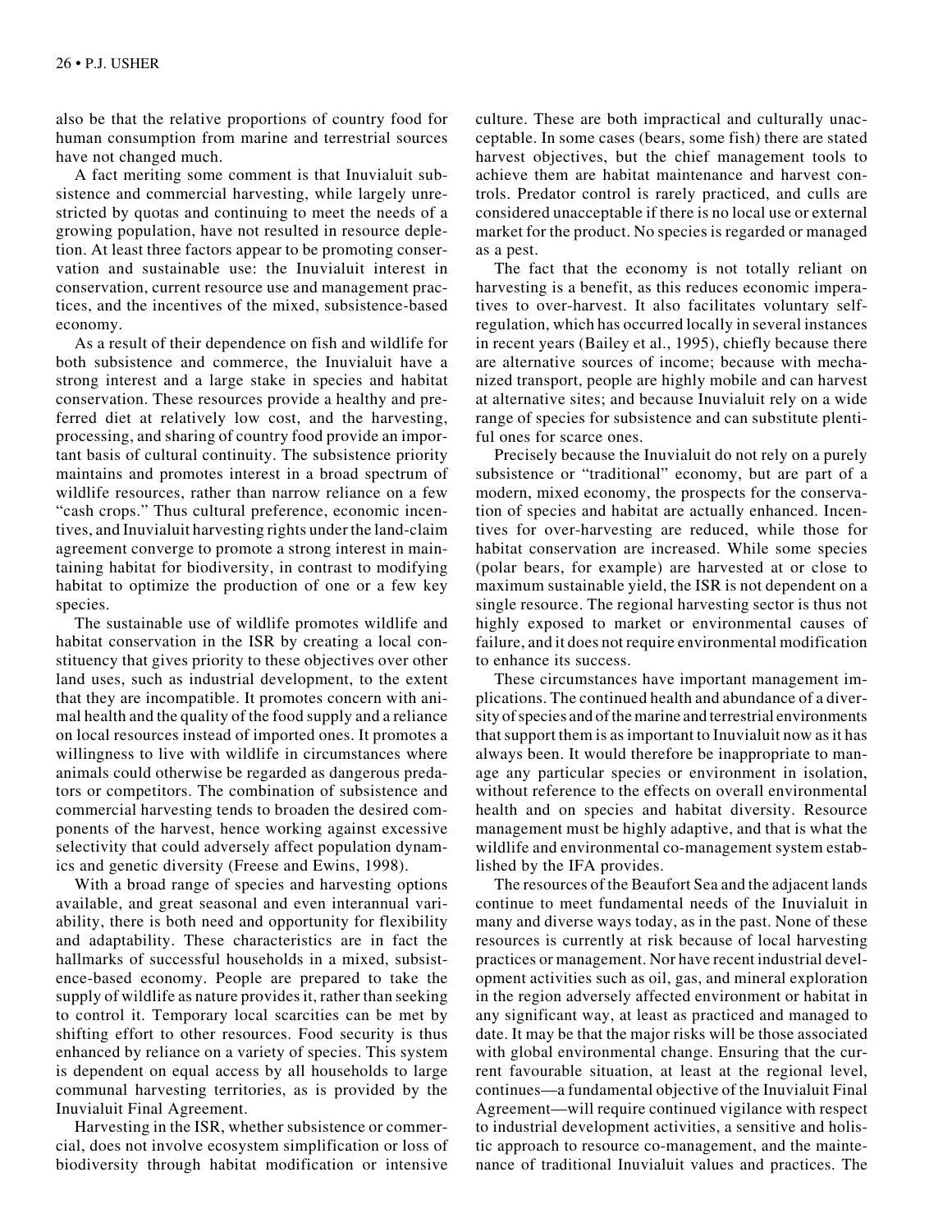also be that the relative proportions of country food for human consumption from marine and terrestrial sources have not changed much.

A fact meriting some comment is that Inuvialuit subsistence and commercial harvesting, while largely unrestricted by quotas and continuing to meet the needs of a growing population, have not resulted in resource depletion. At least three factors appear to be promoting conservation and sustainable use: the Inuvialuit interest in conservation, current resource use and management practices, and the incentives of the mixed, subsistence-based economy.

As a result of their dependence on fish and wildlife for both subsistence and commerce, the Inuvialuit have a strong interest and a large stake in species and habitat conservation. These resources provide a healthy and preferred diet at relatively low cost, and the harvesting, processing, and sharing of country food provide an important basis of cultural continuity. The subsistence priority maintains and promotes interest in a broad spectrum of wildlife resources, rather than narrow reliance on a few "cash crops." Thus cultural preference, economic incentives, and Inuvialuit harvesting rights under the land-claim agreement converge to promote a strong interest in maintaining habitat for biodiversity, in contrast to modifying habitat to optimize the production of one or a few key species.

The sustainable use of wildlife promotes wildlife and habitat conservation in the ISR by creating a local constituency that gives priority to these objectives over other land uses, such as industrial development, to the extent that they are incompatible. It promotes concern with animal health and the quality of the food supply and a reliance on local resources instead of imported ones. It promotes a willingness to live with wildlife in circumstances where animals could otherwise be regarded as dangerous predators or competitors. The combination of subsistence and commercial harvesting tends to broaden the desired components of the harvest, hence working against excessive selectivity that could adversely affect population dynamics and genetic diversity (Freese and Ewins, 1998).

With a broad range of species and harvesting options available, and great seasonal and even interannual variability, there is both need and opportunity for flexibility and adaptability. These characteristics are in fact the hallmarks of successful households in a mixed, subsistence-based economy. People are prepared to take the supply of wildlife as nature provides it, rather than seeking to control it. Temporary local scarcities can be met by shifting effort to other resources. Food security is thus enhanced by reliance on a variety of species. This system is dependent on equal access by all households to large communal harvesting territories, as is provided by the Inuvialuit Final Agreement.

Harvesting in the ISR, whether subsistence or commercial, does not involve ecosystem simplification or loss of biodiversity through habitat modification or intensive culture. These are both impractical and culturally unacceptable. In some cases (bears, some fish) there are stated harvest objectives, but the chief management tools to achieve them are habitat maintenance and harvest controls. Predator control is rarely practiced, and culls are considered unacceptable if there is no local use or external market for the product. No species is regarded or managed as a pest.

The fact that the economy is not totally reliant on harvesting is a benefit, as this reduces economic imperatives to over-harvest. It also facilitates voluntary self-regulation, which has occurred locally in several instances in recent years (Bailey et al., 1995), chiefly because there are alternative sources of income; because with mechanized transport, people are highly mobile and can harvest at alternative sites; and because Inuvialuit rely on a wide range of species for subsistence and can substitute plentiful ones for scarce ones.

Precisely because the Inuvialuit do not rely on a purely subsistence or "traditional" economy, but are part of a modern, mixed economy, the prospects for the conservation of species and habitat are actually enhanced. Incentives for over-harvesting are reduced, while those for habitat conservation are increased. While some species (polar bears, for example) are harvested at or close to maximum sustainable yield, the ISR is not dependent on a single resource. The regional harvesting sector is thus not highly exposed to market or environmental causes of failure, and it does not require environmental modification to enhance its success.

These circumstances have important management implications. The continued health and abundance of a diversity of species and of the marine and terrestrial environments that support them is as important to Inuvialuit now as it has always been. It would therefore be inappropriate to manage any particular species or environment in isolation, without reference to the effects on overall environmental health and on species and habitat diversity. Resource management must be highly adaptive, and that is what the wildlife and environmental co-management system established by the IFA provides.

The resources of the Beaufort Sea and the adjacent lands continue to meet fundamental needs of the Inuvialuit in many and diverse ways today, as in the past. None of these resources is currently at risk because of local harvesting practices or management. Nor have recent industrial development activities such as oil, gas, and mineral exploration in the region adversely affected environment or habitat in any significant way, at least as practiced and managed to date. It may be that the major risks will be those associated with global environmental change. Ensuring that the current favourable situation, at least at the regional level, continues—a fundamental objective of the Inuvialuit Final Agreement—will require continued vigilance with respect to industrial development activities, a sensitive and holistic approach to resource co-management, and the maintenance of traditional Inuvialuit values and practices. The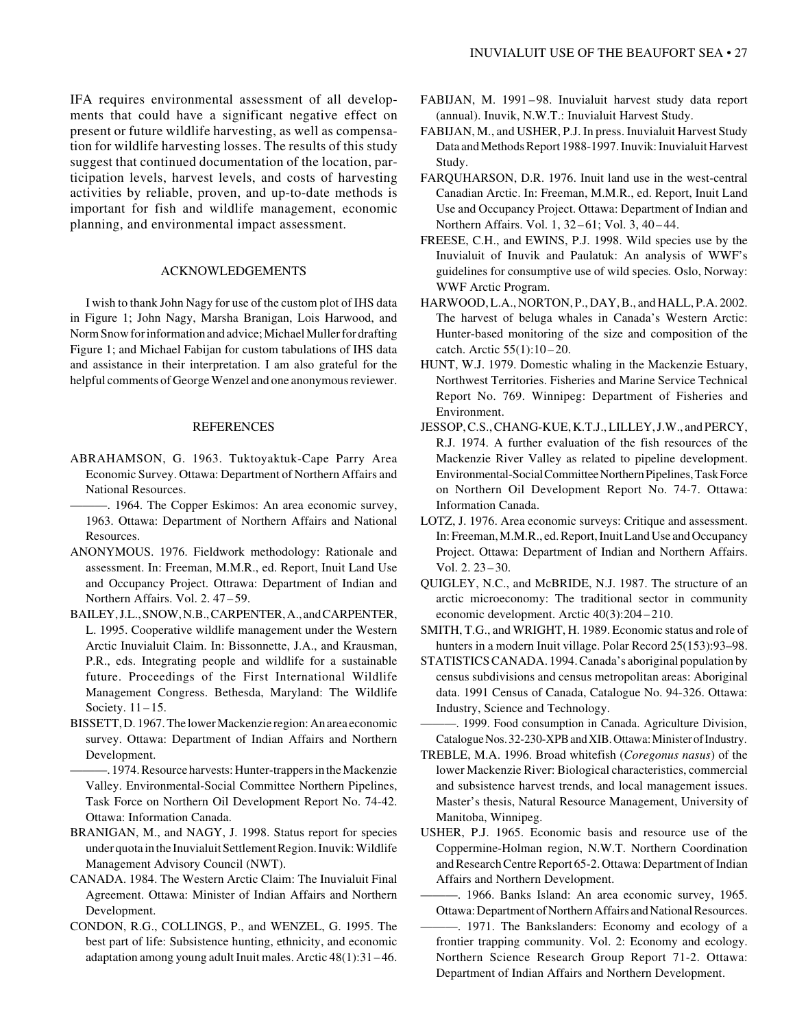IFA requires environmental assessment of all developments that could have a significant negative effect on present or future wildlife harvesting, as well as compensation for wildlife harvesting losses. The results of this study suggest that continued documentation of the location, participation levels, harvest levels, and costs of harvesting activities by reliable, proven, and up-to-date methods is important for fish and wildlife management, economic planning, and environmental impact assessment.

## ACKNOWLEDGEMENTS

I wish to thank John Nagy for use of the custom plot of IHS data in Figure 1; John Nagy, Marsha Branigan, Lois Harwood, and Norm Snow for information and advice; Michael Muller for drafting Figure 1; and Michael Fabijan for custom tabulations of IHS data and assistance in their interpretation. I am also grateful for the helpful comments of George Wenzel and one anonymous reviewer.

## REFERENCES

ABRAHAMSON, G. 1963. Tuktoyaktuk-Cape Parry Area Economic Survey. Ottawa: Department of Northern Affairs and National Resources.

———. 1964. The Copper Eskimos: An area economic survey, 1963. Ottawa: Department of Northern Affairs and National Resources.

ANONYMOUS. 1976. Fieldwork methodology: Rationale and assessment. In: Freeman, M.M.R., ed. Report, Inuit Land Use and Occupancy Project. Ottrawa: Department of Indian and Northern Affairs. Vol. 2. 47–59.

BAILEY, J.L., SNOW, N.B., CARPENTER, A., and CARPENTER, L. 1995. Cooperative wildlife management under the Western Arctic Inuvialuit Claim. In: Bissonnette, J.A., and Krausman, P.R., eds. Integrating people and wildlife for a sustainable future. Proceedings of the First International Wildlife Management Congress. Bethesda, Maryland: The Wildlife Society. 11–15.

BISSETT, D. 1967. The lower Mackenzie region: An area economic survey. Ottawa: Department of Indian Affairs and Northern Development.

———. 1974. Resource harvests: Hunter-trappers in the Mackenzie Valley. Environmental-Social Committee Northern Pipelines, Task Force on Northern Oil Development Report No. 74-42. Ottawa: Information Canada.

BRANIGAN, M., and NAGY, J. 1998. Status report for species under quota in the Inuvialuit Settlement Region. Inuvik: Wildlife Management Advisory Council (NWT).

CANADA. 1984. The Western Arctic Claim: The Inuvialuit Final Agreement. Ottawa: Minister of Indian Affairs and Northern Development.

CONDON, R.G., COLLINGS, P., and WENZEL, G. 1995. The best part of life: Subsistence hunting, ethnicity, and economic adaptation among young adult Inuit males. Arctic 48(1):31–46.

FABIJAN, M. 1991–98. Inuvialuit harvest study data report (annual). Inuvik, N.W.T.: Inuvialuit Harvest Study.

FABIJAN, M., and USHER, P.J. In press. Inuvialuit Harvest Study Data and Methods Report 1988-1997. Inuvik: Inuvialuit Harvest Study.

FARQUHARSON, D.R. 1976. Inuit land use in the west-central Canadian Arctic. In: Freeman, M.M.R., ed. Report, Inuit Land Use and Occupancy Project. Ottawa: Department of Indian and Northern Affairs. Vol. 1, 32–61; Vol. 3, 40–44.

FREESE, C.H., and EWINS, P.J. 1998. Wild species use by the Inuvialuit of Inuvik and Paulatuk: An analysis of WWF's guidelines for consumptive use of wild species. Oslo, Norway: WWF Arctic Program.

HARWOOD, L.A., NORTON, P., DAY, B., and HALL, P.A. 2002. The harvest of beluga whales in Canada's Western Arctic: Hunter-based monitoring of the size and composition of the catch. Arctic 55(1):10–20.

HUNT, W.J. 1979. Domestic whaling in the Mackenzie Estuary, Northwest Territories. Fisheries and Marine Service Technical Report No. 769. Winnipeg: Department of Fisheries and Environment.

JESSOP, C.S., CHANG-KUE, K.T.J., LILLEY, J.W., and PERCY, R.J. 1974. A further evaluation of the fish resources of the Mackenzie River Valley as related to pipeline development. Environmental-Social Committee Northern Pipelines, Task Force on Northern Oil Development Report No. 74-7. Ottawa: Information Canada.

LOTZ, J. 1976. Area economic surveys: Critique and assessment. In: Freeman, M.M.R., ed. Report, Inuit Land Use and Occupancy Project. Ottawa: Department of Indian and Northern Affairs. Vol. 2. 23–30.

QUIGLEY, N.C., and McBRIDE, N.J. 1987. The structure of an arctic microeconomy: The traditional sector in community economic development. Arctic 40(3):204–210.

SMITH, T.G., and WRIGHT, H. 1989. Economic status and role of hunters in a modern Inuit village. Polar Record 25(153):93–98.

STATISTICS CANADA. 1994. Canada's aboriginal population by census subdivisions and census metropolitan areas: Aboriginal data. 1991 Census of Canada, Catalogue No. 94-326. Ottawa: Industry, Science and Technology.

———. 1999. Food consumption in Canada. Agriculture Division, Catalogue Nos. 32-230-XPB and XIB. Ottawa: Minister of Industry.

TREBLE, M.A. 1996. Broad whitefish (*Coregonus nasus*) of the lower Mackenzie River: Biological characteristics, commercial and subsistence harvest trends, and local management issues. Master's thesis, Natural Resource Management, University of Manitoba, Winnipeg.

USHER, P.J. 1965. Economic basis and resource use of the Coppermine-Holman region, N.W.T. Northern Coordination and Research Centre Report 65-2. Ottawa: Department of Indian Affairs and Northern Development.

———. 1966. Banks Island: An area economic survey, 1965. Ottawa: Department of Northern Affairs and National Resources.

———. 1971. The Bankslanders: Economy and ecology of a frontier trapping community. Vol. 2: Economy and ecology. Northern Science Research Group Report 71-2. Ottawa: Department of Indian Affairs and Northern Development.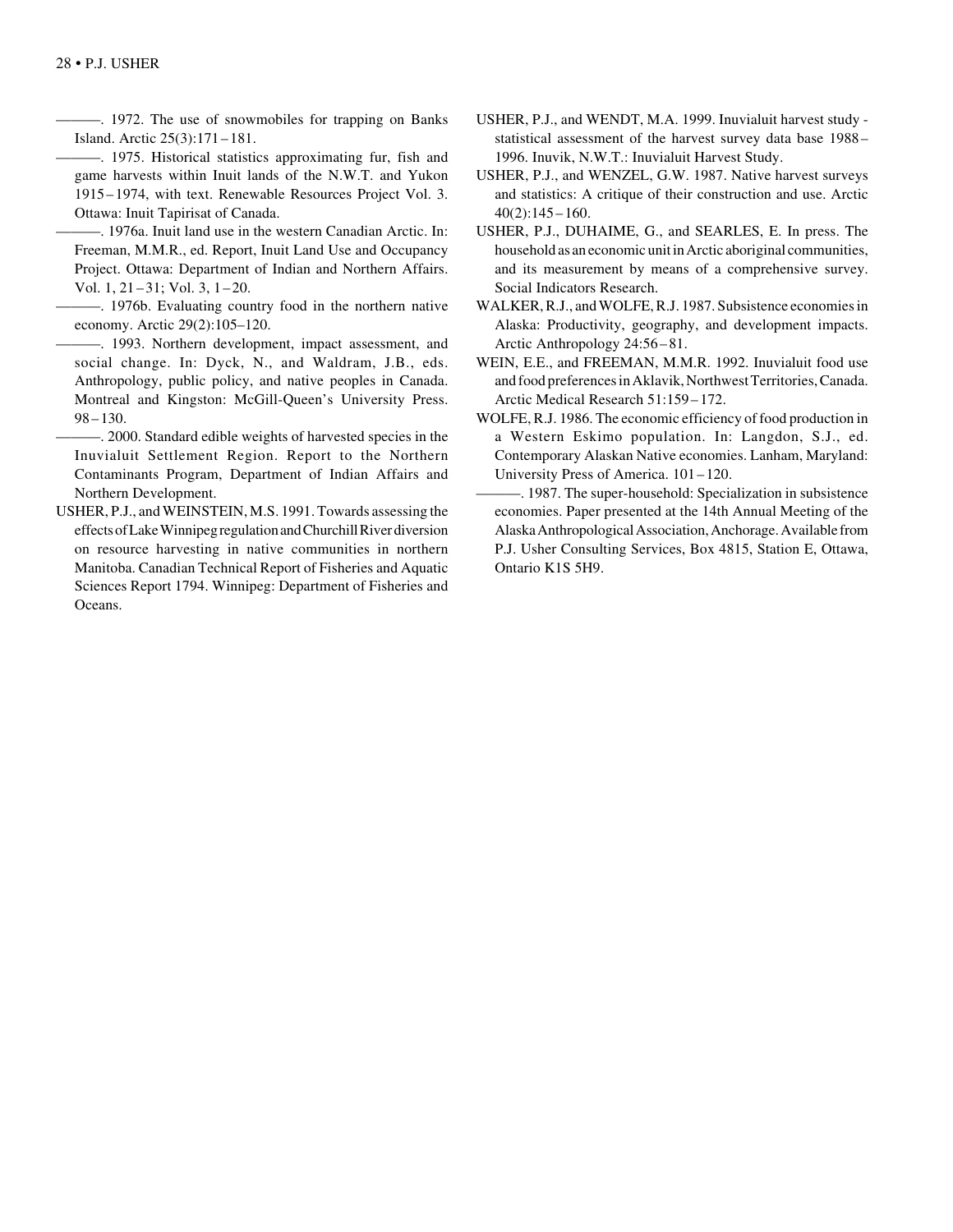———. 1972. The use of snowmobiles for trapping on Banks Island. Arctic 25(3):171 – 181.

———. 1975. Historical statistics approximating fur, fish and game harvests within Inuit lands of the N.W.T. and Yukon 1915 – 1974, with text. Renewable Resources Project Vol. 3. Ottawa: Inuit Tapirisat of Canada.

———. 1976a. Inuit land use in the western Canadian Arctic. In: Freeman, M.M.R., ed. Report, Inuit Land Use and Occupancy Project. Ottawa: Department of Indian and Northern Affairs. Vol. 1, 21 – 31; Vol. 3, 1 – 20.

———. 1976b. Evaluating country food in the northern native economy. Arctic 29(2):105–120.

———. 1993. Northern development, impact assessment, and social change. In: Dyck, N., and Waldram, J.B., eds. Anthropology, public policy, and native peoples in Canada. Montreal and Kingston: McGill-Queen's University Press. 98 – 130.

———. 2000. Standard edible weights of harvested species in the Inuvialuit Settlement Region. Report to the Northern Contaminants Program, Department of Indian Affairs and Northern Development.

USHER, P.J., and WEINSTEIN, M.S. 1991. Towards assessing the effects of Lake Winnipeg regulation and Churchill River diversion on resource harvesting in native communities in northern Manitoba. Canadian Technical Report of Fisheries and Aquatic Sciences Report 1794. Winnipeg: Department of Fisheries and Oceans.

USHER, P.J., and WENDT, M.A. 1999. Inuvialuit harvest study - statistical assessment of the harvest survey data base 1988 – 1996. Inuvik, N.W.T.: Inuvialuit Harvest Study.

USHER, P.J., and WENZEL, G.W. 1987. Native harvest surveys and statistics: A critique of their construction and use. Arctic 40(2):145 – 160.

USHER, P.J., DUHAIME, G., and SEARLES, E. In press. The household as an economic unit in Arctic aboriginal communities, and its measurement by means of a comprehensive survey. Social Indicators Research.

WALKER, R.J., and WOLFE, R.J. 1987. Subsistence economies in Alaska: Productivity, geography, and development impacts. Arctic Anthropology 24:56 – 81.

WEIN, E.E., and FREEMAN, M.M.R. 1992. Inuvialuit food use and food preferences in Aklavik, Northwest Territories, Canada. Arctic Medical Research 51:159 – 172.

WOLFE, R.J. 1986. The economic efficiency of food production in a Western Eskimo population. In: Langdon, S.J., ed. Contemporary Alaskan Native economies. Lanham, Maryland: University Press of America. 101 – 120.

———. 1987. The super-household: Specialization in subsistence economies. Paper presented at the 14th Annual Meeting of the Alaska Anthropological Association, Anchorage. Available from P.J. Usher Consulting Services, Box 4815, Station E, Ottawa, Ontario K1S 5H9.